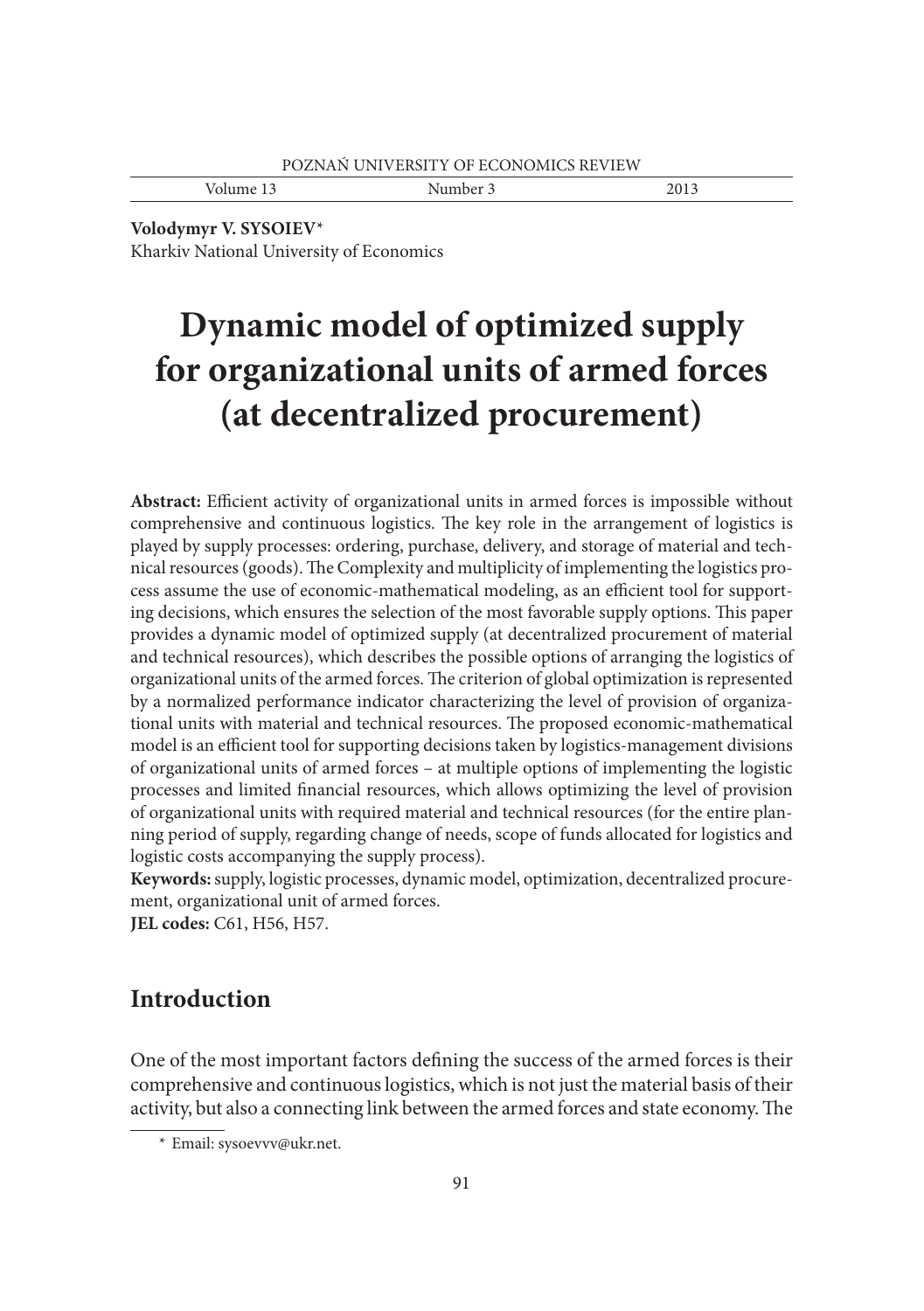**Volodymyr V. SYSOIEV**[*]
Kharkiv National University of Economics

# Dynamic model of optimized supply for organizational units of armed forces (at decentralized procurement)

**Abstract:** Efficient activity of organizational units in armed forces is impossible without comprehensive and continuous logistics. The key role in the arrangement of logistics is played by supply processes: ordering, purchase, delivery, and storage of material and technical resources (goods). The Complexity and multiplicity of implementing the logistics process assume the use of economic-mathematical modeling, as an efficient tool for supporting decisions, which ensures the selection of the most favorable supply options. This paper provides a dynamic model of optimized supply (at decentralized procurement of material and technical resources), which describes the possible options of arranging the logistics of organizational units of the armed forces. The criterion of global optimization is represented by a normalized performance indicator characterizing the level of provision of organizational units with material and technical resources. The proposed economic-mathematical model is an efficient tool for supporting decisions taken by logistics-management divisions of organizational units of armed forces – at multiple options of implementing the logistic processes and limited financial resources, which allows optimizing the level of provision of organizational units with required material and technical resources (for the entire planning period of supply, regarding change of needs, scope of funds allocated for logistics and logistic costs accompanying the supply process).

**Keywords:** supply, logistic processes, dynamic model, optimization, decentralized procurement, organizational unit of armed forces.

**JEL codes:** C61, H56, H57.

## Introduction

One of the most important factors defining the success of the armed forces is their comprehensive and continuous logistics, which is not just the material basis of their activity, but also a connecting link between the armed forces and state economy. The

[*] Email: sysoevvv@ukr.net.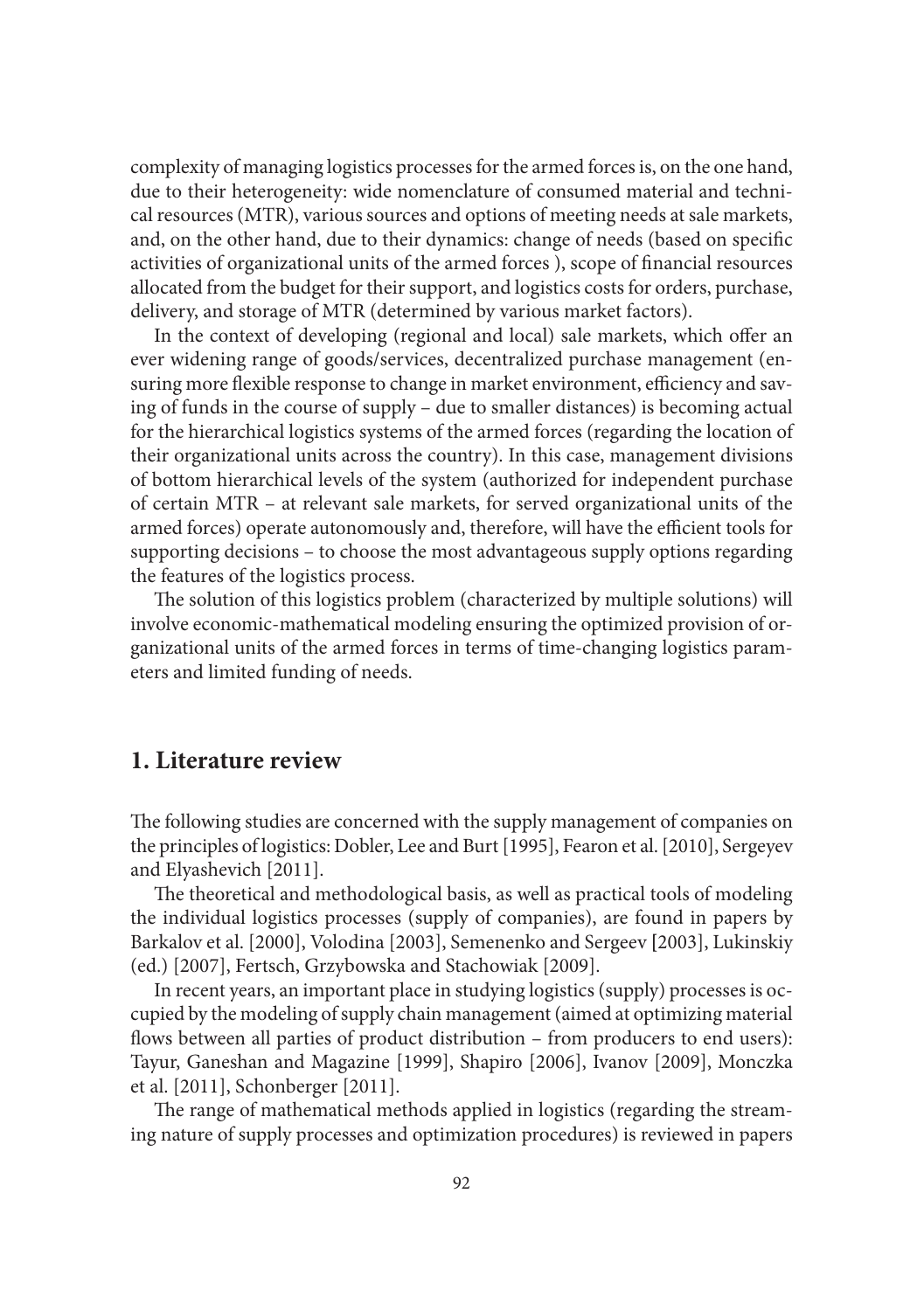complexity of managing logistics processes for the armed forces is, on the one hand, due to their heterogeneity: wide nomenclature of consumed material and technical resources (MTR), various sources and options of meeting needs at sale markets, and, on the other hand, due to their dynamics: change of needs (based on specific activities of organizational units of the armed forces ), scope of financial resources allocated from the budget for their support, and logistics costs for orders, purchase, delivery, and storage of MTR (determined by various market factors).

In the context of developing (regional and local) sale markets, which offer an ever widening range of goods/services, decentralized purchase management (ensuring more flexible response to change in market environment, efficiency and saving of funds in the course of supply – due to smaller distances) is becoming actual for the hierarchical logistics systems of the armed forces (regarding the location of their organizational units across the country). In this case, management divisions of bottom hierarchical levels of the system (authorized for independent purchase of certain MTR – at relevant sale markets, for served organizational units of the armed forces) operate autonomously and, therefore, will have the efficient tools for supporting decisions – to choose the most advantageous supply options regarding the features of the logistics process.

The solution of this logistics problem (characterized by multiple solutions) will involve economic-mathematical modeling ensuring the optimized provision of organizational units of the armed forces in terms of time-changing logistics parameters and limited funding of needs.

## 1. Literature review

The following studies are concerned with the supply management of companies on the principles of logistics: Dobler, Lee and Burt [1995], Fearon et al. [2010], Sergeyev and Elyashevich [2011].

The theoretical and methodological basis, as well as practical tools of modeling the individual logistics processes (supply of companies), are found in papers by Barkalov et al. [2000], Volodina [2003], Semenenko and Sergeev [2003], Lukinskiy (ed.) [2007], Fertsch, Grzybowska and Stachowiak [2009].

In recent years, an important place in studying logistics (supply) processes is occupied by the modeling of supply chain management (aimed at optimizing material flows between all parties of product distribution – from producers to end users): Tayur, Ganeshan and Magazine [1999], Shapiro [2006], Ivanov [2009], Monczka et al. [2011], Schonberger [2011].

The range of mathematical methods applied in logistics (regarding the streaming nature of supply processes and optimization procedures) is reviewed in papers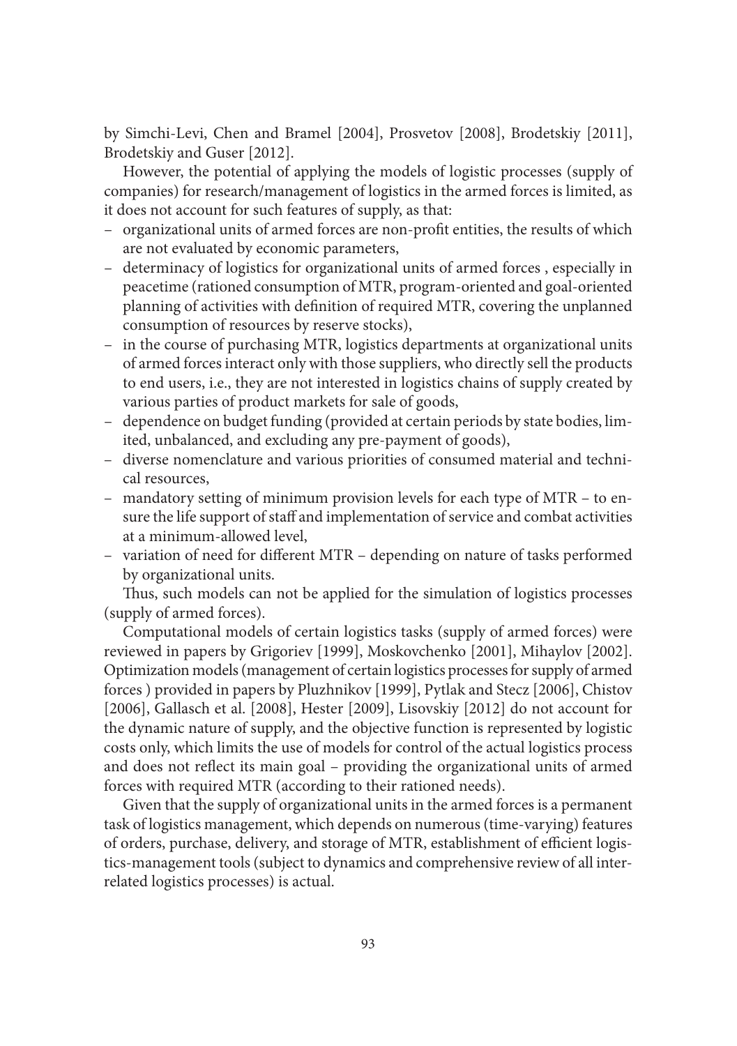by Simchi-Levi, Chen and Bramel [2004], Prosvetov [2008], Brodetskiy [2011], Brodetskiy and Guser [2012].

However, the potential of applying the models of logistic processes (supply of companies) for research/management of logistics in the armed forces is limited, as it does not account for such features of supply, as that:

- organizational units of armed forces are non-profit entities, the results of which are not evaluated by economic parameters,
- determinacy of logistics for organizational units of armed forces , especially in peacetime (rationed consumption of MTR, program-oriented and goal-oriented planning of activities with definition of required MTR, covering the unplanned consumption of resources by reserve stocks),
- in the course of purchasing MTR, logistics departments at organizational units of armed forces interact only with those suppliers, who directly sell the products to end users, i.e., they are not interested in logistics chains of supply created by various parties of product markets for sale of goods,
- dependence on budget funding (provided at certain periods by state bodies, limited, unbalanced, and excluding any pre-payment of goods),
- diverse nomenclature and various priorities of consumed material and technical resources,
- mandatory setting of minimum provision levels for each type of MTR – to ensure the life support of staff and implementation of service and combat activities at a minimum-allowed level,
- variation of need for different MTR – depending on nature of tasks performed by organizational units.

Thus, such models can not be applied for the simulation of logistics processes (supply of armed forces).

Computational models of certain logistics tasks (supply of armed forces) were reviewed in papers by Grigoriev [1999], Moskovchenko [2001], Mihaylov [2002]. Optimization models (management of certain logistics processes for supply of armed forces ) provided in papers by Pluzhnikov [1999], Pytlak and Stecz [2006], Chistov [2006], Gallasch et al. [2008], Hester [2009], Lisovskiy [2012] do not account for the dynamic nature of supply, and the objective function is represented by logistic costs only, which limits the use of models for control of the actual logistics process and does not reflect its main goal – providing the organizational units of armed forces with required MTR (according to their rationed needs).

Given that the supply of organizational units in the armed forces is a permanent task of logistics management, which depends on numerous (time-varying) features of orders, purchase, delivery, and storage of MTR, establishment of efficient logistics-management tools (subject to dynamics and comprehensive review of all interrelated logistics processes) is actual.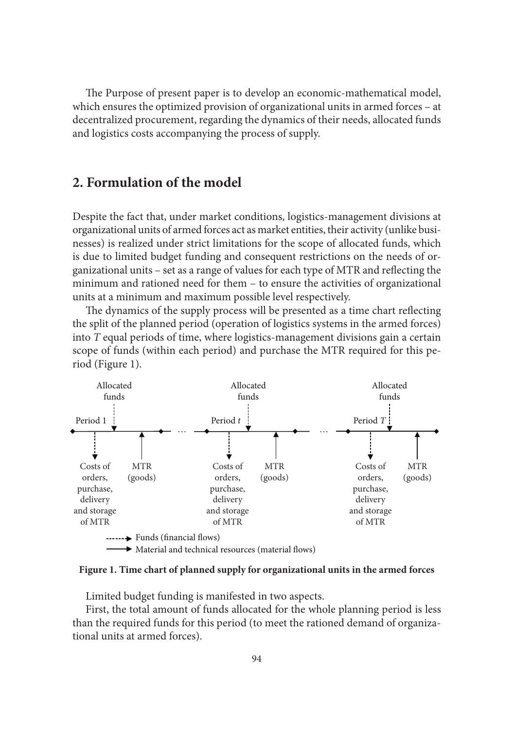The Purpose of present paper is to develop an economic-mathematical model, which ensures the optimized provision of organizational units in armed forces – at decentralized procurement, regarding the dynamics of their needs, allocated funds and logistics costs accompanying the process of supply.

## 2. Formulation of the model

Despite the fact that, under market conditions, logistics-management divisions at organizational units of armed forces act as market entities, their activity (unlike businesses) is realized under strict limitations for the scope of allocated funds, which is due to limited budget funding and consequent restrictions on the needs of organizational units – set as a range of values for each type of MTR and reflecting the minimum and rationed need for them – to ensure the activities of organizational units at a minimum and maximum possible level respectively.

The dynamics of the supply process will be presented as a time chart reflecting the split of the planned period (operation of logistics systems in the armed forces) into $T$ equal periods of time, where logistics-management divisions gain a certain scope of funds (within each period) and purchase the MTR required for this period (Figure 1).

**Figure 1. Time chart of planned supply for organizational units in the armed forces**

Limited budget funding is manifested in two aspects.

First, the total amount of funds allocated for the whole planning period is less than the required funds for this period (to meet the rationed demand of organizational units at armed forces).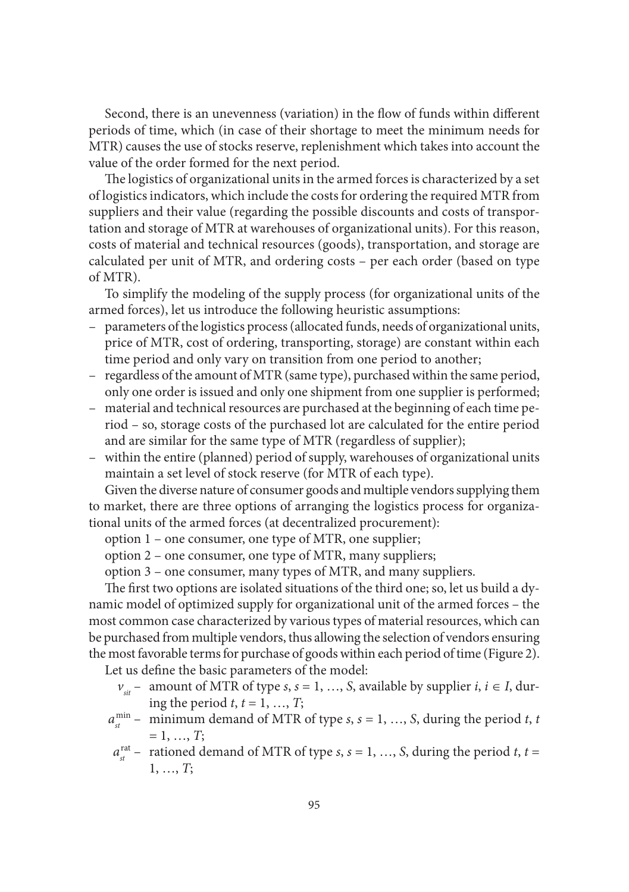Second, there is an unevenness (variation) in the flow of funds within different periods of time, which (in case of their shortage to meet the minimum needs for MTR) causes the use of stocks reserve, replenishment which takes into account the value of the order formed for the next period.

The logistics of organizational units in the armed forces is characterized by a set of logistics indicators, which include the costs for ordering the required MTR from suppliers and their value (regarding the possible discounts and costs of transportation and storage of MTR at warehouses of organizational units). For this reason, costs of material and technical resources (goods), transportation, and storage are calculated per unit of MTR, and ordering costs – per each order (based on type of MTR).

To simplify the modeling of the supply process (for organizational units of the armed forces), let us introduce the following heuristic assumptions:

- parameters of the logistics process (allocated funds, needs of organizational units, price of MTR, cost of ordering, transporting, storage) are constant within each time period and only vary on transition from one period to another;
- regardless of the amount of MTR (same type), purchased within the same period, only one order is issued and only one shipment from one supplier is performed;
- material and technical resources are purchased at the beginning of each time period – so, storage costs of the purchased lot are calculated for the entire period and are similar for the same type of MTR (regardless of supplier);
- within the entire (planned) period of supply, warehouses of organizational units maintain a set level of stock reserve (for MTR of each type).

Given the diverse nature of consumer goods and multiple vendors supplying them to market, there are three options of arranging the logistics process for organizational units of the armed forces (at decentralized procurement):

option 1 – one consumer, one type of MTR, one supplier;

option 2 – one consumer, one type of MTR, many suppliers;

option 3 – one consumer, many types of MTR, and many suppliers.

The first two options are isolated situations of the third one; so, let us build a dynamic model of optimized supply for organizational unit of the armed forces – the most common case characterized by various types of material resources, which can be purchased from multiple vendors, thus allowing the selection of vendors ensuring the most favorable terms for purchase of goods within each period of time (Figure 2).

Let us define the basic parameters of the model:

$v_{sit}$ – amount of MTR of type $s$, $s = 1, \ldots, S$, available by supplier $i$, $i \in I$, during the period $t$, $t = 1, \ldots, T$;

$a_{st}^{\min}$ – minimum demand of MTR of type $s$, $s = 1, \ldots, S$, during the period $t$, $t = 1, \ldots, T$;

$a_{st}^{\mathrm{rat}}$ – rationed demand of MTR of type $s$, $s = 1, \ldots, S$, during the period $t$, $t = 1, \ldots, T$;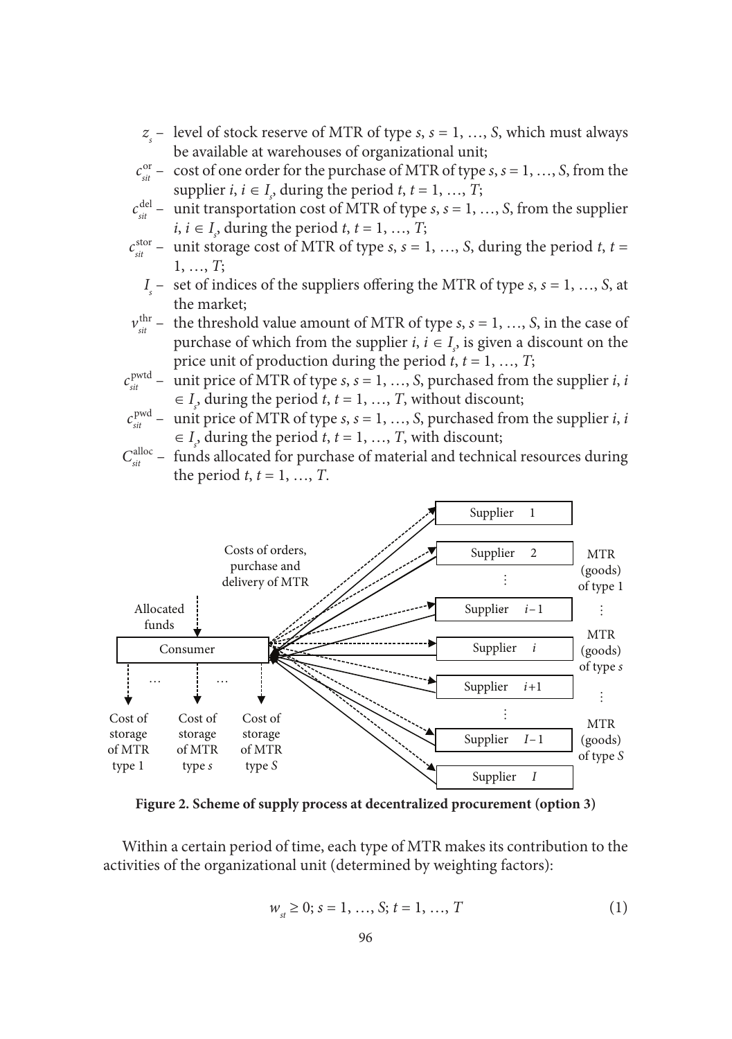- $z_s$ – level of stock reserve of MTR of type $s$, $s = 1, \ldots, S$, which must always be available at warehouses of organizational unit;
- $c_{sit}^{\text{or}}$ – cost of one order for the purchase of MTR of type $s$, $s = 1, \ldots, S$, from the supplier $i$, $i \in I_s$, during the period $t$, $t = 1, \ldots, T$;
- $c_{sit}^{\text{del}}$ – unit transportation cost of MTR of type $s$, $s = 1, \ldots, S$, from the supplier $i$, $i \in I_s$, during the period $t$, $t = 1, \ldots, T$;
- $c_{sit}^{\text{stor}}$ – unit storage cost of MTR of type $s$, $s = 1, \ldots, S$, during the period $t$, $t = 1, \ldots, T$;
- $I_s$ – set of indices of the suppliers offering the MTR of type $s$, $s = 1, \ldots, S$, at the market;
- $v_{sit}^{\text{thr}}$ – the threshold value amount of MTR of type $s$, $s = 1, \ldots, S$, in the case of purchase of which from the supplier $i$, $i \in I_s$, is given a discount on the price unit of production during the period $t$, $t = 1, \ldots, T$;
- $c_{sit}^{\text{pwtd}}$ – unit price of MTR of type $s$, $s = 1, \ldots, S$, purchased from the supplier $i$, $i \in I_s$, during the period $t$, $t = 1, \ldots, T$, without discount;
- $c_{sit}^{\text{pwd}}$ – unit price of MTR of type $s$, $s = 1, \ldots, S$, purchased from the supplier $i$, $i \in I_s$, during the period $t$, $t = 1, \ldots, T$, with discount;
- $C_{sit}^{\text{alloc}}$ – funds allocated for purchase of material and technical resources during the period $t$, $t = 1, \ldots, T$.

**Figure 2. Scheme of supply process at decentralized procurement (option 3)**

Within a certain period of time, each type of MTR makes its contribution to the activities of the organizational unit (determined by weighting factors):

$$w_{st} \geq 0;\ s = 1, \ldots, S;\ t = 1, \ldots, T \tag{1}$$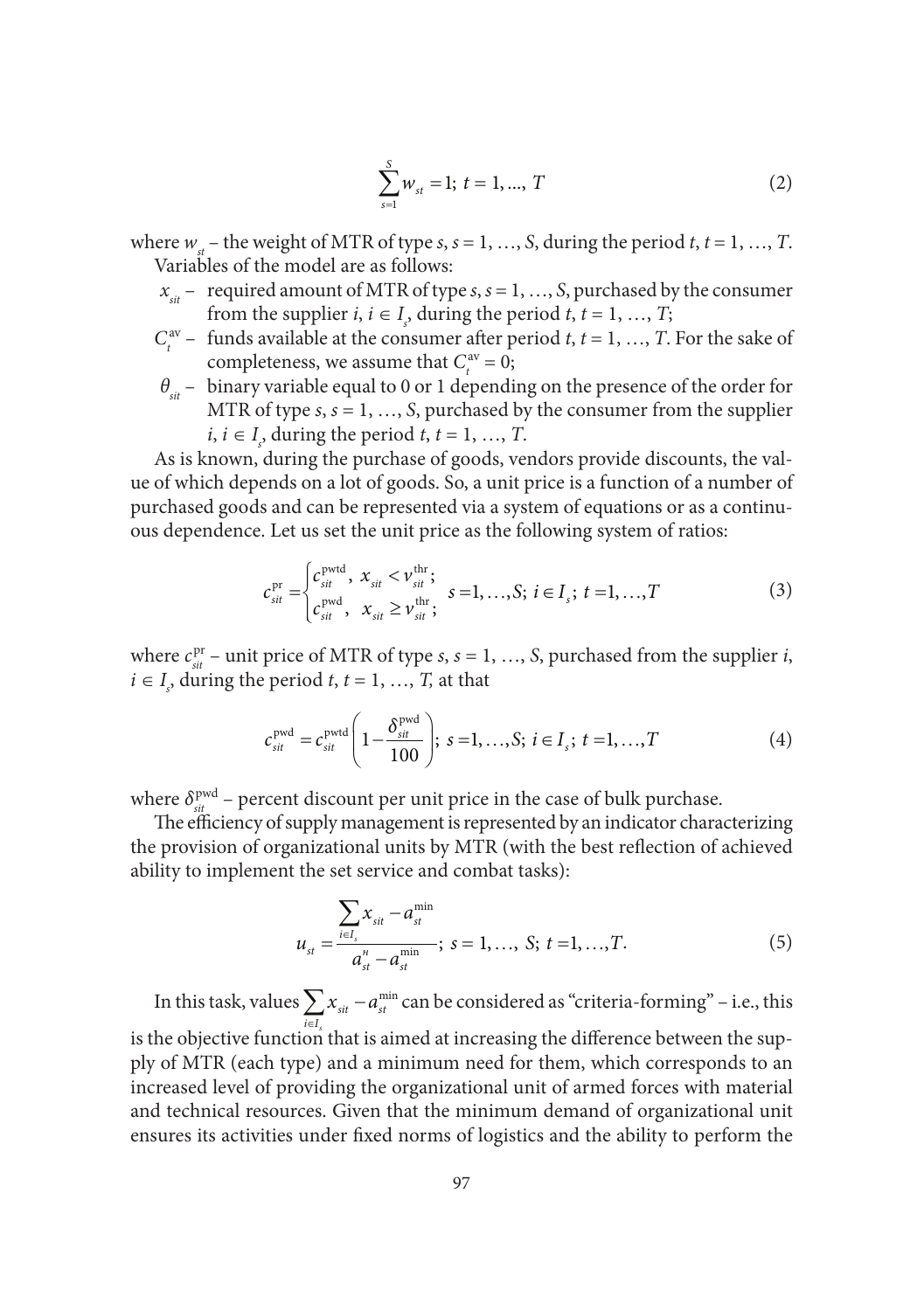$$\sum_{s=1}^{S} w_{st} = 1;\ t = 1, ..., T \tag{2}$$

where $w_{st}$ – the weight of MTR of type $s$, $s = 1, \ldots, S$, during the period $t$, $t = 1, \ldots, T$.

Variables of the model are as follows:

- $x_{sit}$ – required amount of MTR of type $s$, $s = 1, \ldots, S$, purchased by the consumer from the supplier $i$, $i \in I_s$, during the period $t$, $t = 1, \ldots, T$;
- $C_t^{\text{av}}$ – funds available at the consumer after period $t$, $t = 1, \ldots, T$. For the sake of completeness, we assume that $C_t^{\text{av}} = 0$;
- $\theta_{sit}$ – binary variable equal to 0 or 1 depending on the presence of the order for MTR of type $s$, $s = 1, \ldots, S$, purchased by the consumer from the supplier $i$, $i \in I_s$, during the period $t$, $t = 1, \ldots, T$.

As is known, during the purchase of goods, vendors provide discounts, the value of which depends on a lot of goods. So, a unit price is a function of a number of purchased goods and can be represented via a system of equations or as a continuous dependence. Let us set the unit price as the following system of ratios:

$$c_{sit}^{\text{pr}} = \begin{cases} c_{sit}^{\text{pwtd}}, & x_{sit} < v_{sit}^{\text{thr}}; \\ c_{sit}^{\text{pwd}}, & x_{sit} \geq v_{sit}^{\text{thr}}; \end{cases} \quad s = 1, \ldots, S;\ i \in I_s;\ t = 1, \ldots, T \tag{3}$$

where $c_{sit}^{\text{pr}}$ – unit price of MTR of type $s$, $s = 1, \ldots, S$, purchased from the supplier $i$, $i \in I_s$, during the period $t$, $t = 1, \ldots, T$, at that

$$c_{sit}^{\text{pwd}} = c_{sit}^{\text{pwtd}} \left(1 - \frac{\delta_{sit}^{\text{pwd}}}{100}\right);\ s = 1, \ldots, S;\ i \in I_s;\ t = 1, \ldots, T \tag{4}$$

where $\delta_{sit}^{\text{pwd}}$ – percent discount per unit price in the case of bulk purchase.

The efficiency of supply management is represented by an indicator characterizing the provision of organizational units by MTR (with the best reflection of achieved ability to implement the set service and combat tasks):

$$u_{st} = \frac{\sum_{i \in I_s} x_{sit} - a_{st}^{\min}}{a_{st}^{н} - a_{st}^{\min}};\ s = 1, \ldots, S;\ t = 1, \ldots, T. \tag{5}$$

In this task, values $\sum_{i \in I_s} x_{sit} - a_{st}^{\min}$ can be considered as "criteria-forming" – i.e., this is the objective function that is aimed at increasing the difference between the supply of MTR (each type) and a minimum need for them, which corresponds to an increased level of providing the organizational unit of armed forces with material and technical resources. Given that the minimum demand of organizational unit ensures its activities under fixed norms of logistics and the ability to perform the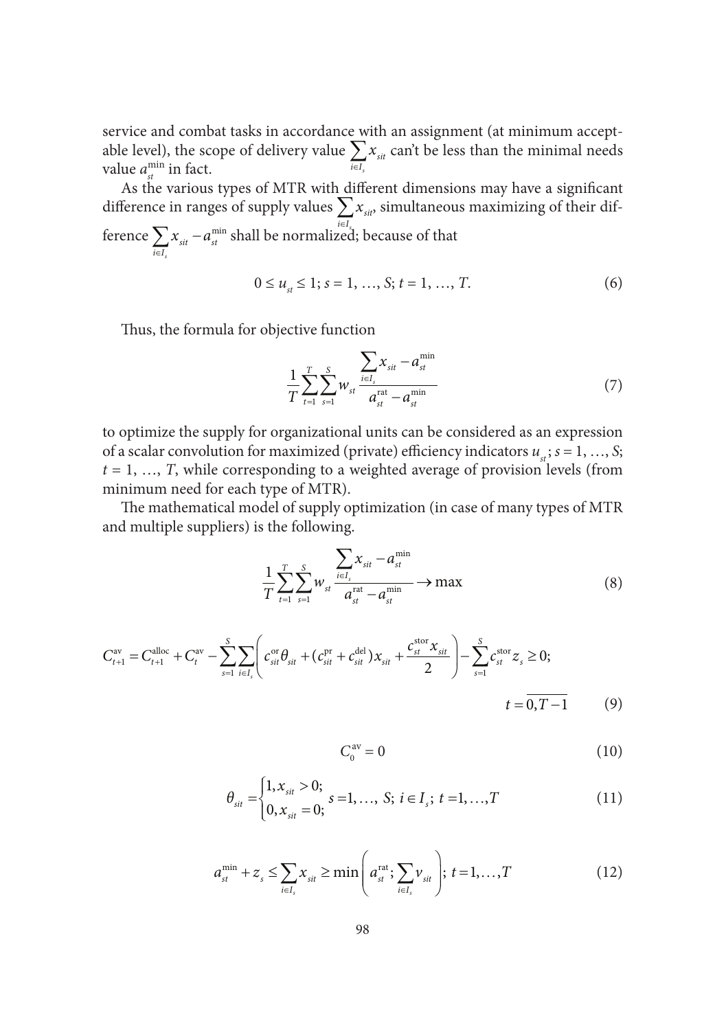service and combat tasks in accordance with an assignment (at minimum acceptable level), the scope of delivery value $\sum_{i \in I_s} x_{sit}$ can't be less than the minimal needs value $a_{st}^{\min}$ in fact.

As the various types of MTR with different dimensions may have a significant difference in ranges of supply values $\sum_{i \in I_s} x_{sit}$, simultaneous maximizing of their difference $\sum_{i \in I_s} x_{sit} - a_{st}^{\min}$ shall be normalized; because of that

$$0 \leq u_{st} \leq 1;\ s = 1, \ldots, S;\ t = 1, \ldots, T. \tag{6}$$

Thus, the formula for objective function

$$\frac{1}{T} \sum_{t=1}^{T} \sum_{s=1}^{S} w_{st} \frac{\sum_{i \in I_s} x_{sit} - a_{st}^{\min}}{a_{st}^{\text{rat}} - a_{st}^{\min}} \tag{7}$$

to optimize the supply for organizational units can be considered as an expression of a scalar convolution for maximized (private) efficiency indicators $u_{st}$; $s = 1, \ldots, S$; $t = 1, \ldots, T$, while corresponding to a weighted average of provision levels (from minimum need for each type of MTR).

The mathematical model of supply optimization (in case of many types of MTR and multiple suppliers) is the following.

$$\frac{1}{T} \sum_{t=1}^{T} \sum_{s=1}^{S} w_{st} \frac{\sum_{i \in I_s} x_{sit} - a_{st}^{\min}}{a_{st}^{\text{rat}} - a_{st}^{\min}} \rightarrow \max \tag{8}$$

$$C_{t+1}^{\text{av}} = C_{t+1}^{\text{alloc}} + C_t^{\text{av}} - \sum_{s=1}^{S} \sum_{i \in I_s} \left( c_{sit}^{\text{or}} \theta_{sit} + (c_{sit}^{\text{pr}} + c_{sit}^{\text{del}}) x_{sit} + \frac{c_{st}^{\text{stor}} x_{sit}}{2} \right) - \sum_{s=1}^{S} c_{st}^{\text{stor}} z_s \geq 0;$$

$$t = \overline{0, T-1} \tag{9}$$

$$C_0^{\text{av}} = 0 \tag{10}$$

$$\theta_{sit} = \begin{cases} 1, x_{sit} > 0; \\ 0, x_{sit} = 0; \end{cases} s = 1, \ldots,\ S;\ i \in I_s;\ t = 1, \ldots, T \tag{11}$$

$$a_{st}^{\min} + z_s \leq \sum_{i \in I_s} x_{sit} \geq \min\left( a_{st}^{\text{rat}}; \sum_{i \in I_s} v_{sit} \right);\ t = 1, \ldots, T \tag{12}$$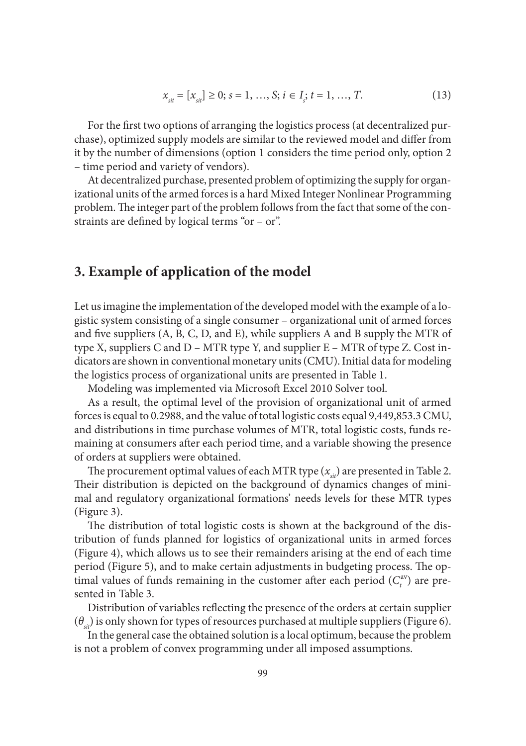$$x_{sit} = [x_{sit}] \geq 0;\ s = 1, \ldots, S;\ i \in I_s;\ t = 1, \ldots, T. \tag{13}$$

For the first two options of arranging the logistics process (at decentralized purchase), optimized supply models are similar to the reviewed model and differ from it by the number of dimensions (option 1 considers the time period only, option 2 – time period and variety of vendors).

At decentralized purchase, presented problem of optimizing the supply for organizational units of the armed forces is a hard Mixed Integer Nonlinear Programming problem. The integer part of the problem follows from the fact that some of the constraints are defined by logical terms "or – or".

## 3. Example of application of the model

Let us imagine the implementation of the developed model with the example of a logistic system consisting of a single consumer – organizational unit of armed forces and five suppliers (A, B, C, D, and E), while suppliers A and B supply the MTR of type X, suppliers C and D – MTR type Y, and supplier E – MTR of type Z. Cost indicators are shown in conventional monetary units (CMU). Initial data for modeling the logistics process of organizational units are presented in Table 1.

Modeling was implemented via Microsoft Excel 2010 Solver tool.

As a result, the optimal level of the provision of organizational unit of armed forces is equal to 0.2988, and the value of total logistic costs equal 9,449,853.3 CMU, and distributions in time purchase volumes of MTR, total logistic costs, funds remaining at consumers after each period time, and a variable showing the presence of orders at suppliers were obtained.

The procurement optimal values of each MTR type ($x_{sit}$) are presented in Table 2. Their distribution is depicted on the background of dynamics changes of minimal and regulatory organizational formations' needs levels for these MTR types (Figure 3).

The distribution of total logistic costs is shown at the background of the distribution of funds planned for logistics of organizational units in armed forces (Figure 4), which allows us to see their remainders arising at the end of each time period (Figure 5), and to make certain adjustments in budgeting process. The optimal values of funds remaining in the customer after each period ($C_t^{av}$) are presented in Table 3.

Distribution of variables reflecting the presence of the orders at certain supplier ($\theta_{sit}$) is only shown for types of resources purchased at multiple suppliers (Figure 6).

In the general case the obtained solution is a local optimum, because the problem is not a problem of convex programming under all imposed assumptions.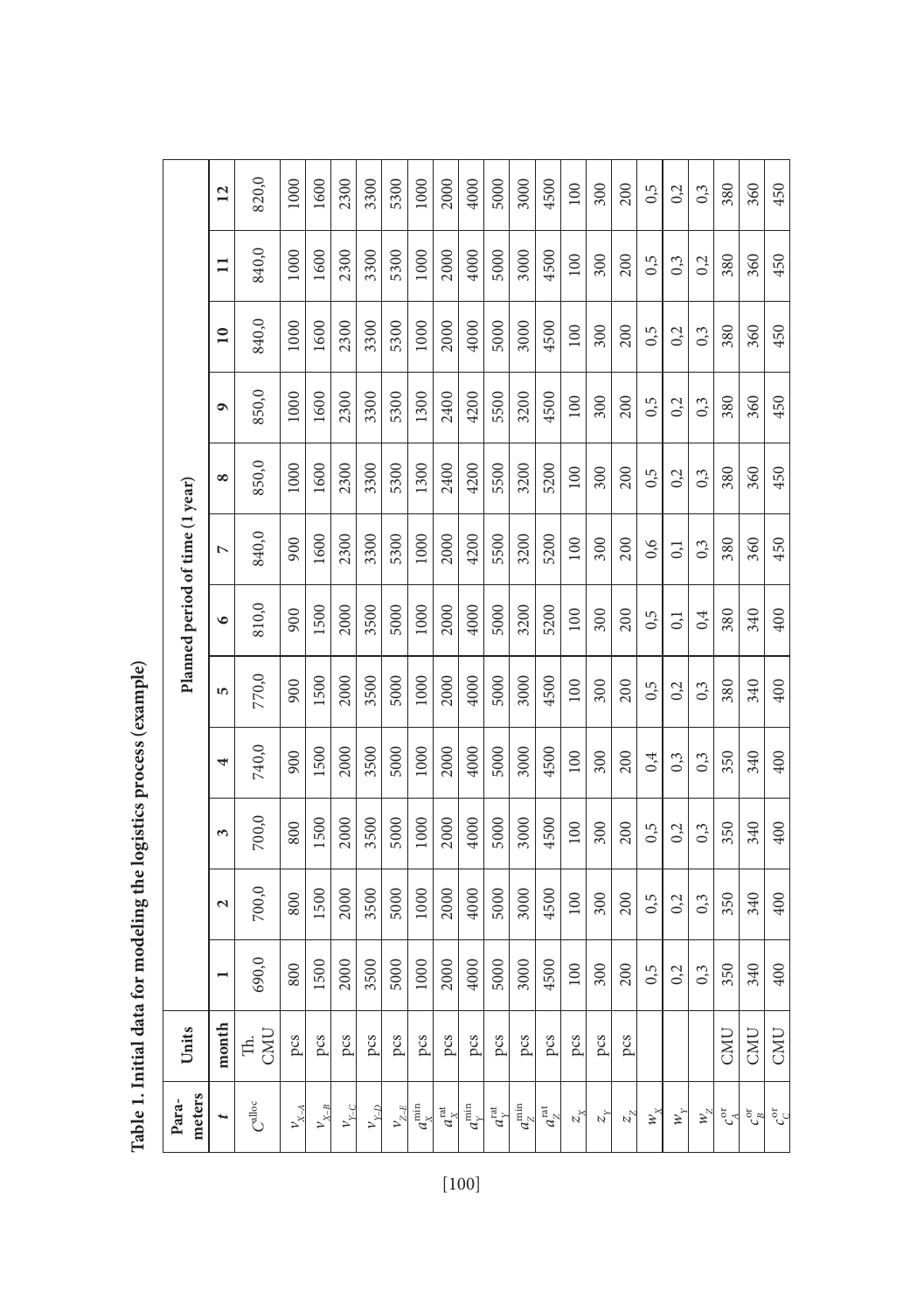**Table 1. Initial data for modeling the logistics process (example)**

| Para-meters | Units | Planned period of time (1 year) | | | | | | | | | | | |
|---|---|---|---|---|---|---|---|---|---|---|---|---|---|
| $t$ | month | 1 | 2 | 3 | 4 | 5 | 6 | 7 | 8 | 9 | 10 | 11 | 12 |
| $C^{\text{alloc}}$ | Th. CMU | 690,0 | 700,0 | 700,0 | 740,0 | 770,0 | 810,0 | 840,0 | 850,0 | 850,0 | 840,0 | 840,0 | 820,0 |
| $v_{X\text{–}A}$ | pcs | 800 | 800 | 800 | 900 | 900 | 900 | 900 | 1000 | 1000 | 1000 | 1000 | 1000 |
| $v_{X\text{–}B}$ | pcs | 1500 | 1500 | 1500 | 1500 | 1500 | 1500 | 1600 | 1600 | 1600 | 1600 | 1600 | 1600 |
| $v_{Y\text{–}C}$ | pcs | 2000 | 2000 | 2000 | 2000 | 2000 | 2000 | 2300 | 2300 | 2300 | 2300 | 2300 | 2300 |
| $v_{Y\text{–}D}$ | pcs | 3500 | 3500 | 3500 | 3500 | 3500 | 3500 | 3300 | 3300 | 3300 | 3300 | 3300 | 3300 |
| $v_{Z\text{–}E}$ | pcs | 5000 | 5000 | 5000 | 5000 | 5000 | 5000 | 5300 | 5300 | 5300 | 5300 | 5300 | 5300 |
| $a_X^{\min}$ | pcs | 1000 | 1000 | 1000 | 1000 | 1000 | 1000 | 1000 | 1300 | 1300 | 1000 | 1000 | 1000 |
| $a_X^{\text{rat}}$ | pcs | 2000 | 2000 | 2000 | 2000 | 2000 | 2000 | 2000 | 2400 | 2400 | 2000 | 2000 | 2000 |
| $a_Y^{\min}$ | pcs | 4000 | 4000 | 4000 | 4000 | 4000 | 4000 | 4200 | 4200 | 4200 | 4000 | 4000 | 4000 |
| $a_Y^{\text{rat}}$ | pcs | 5000 | 5000 | 5000 | 5000 | 5000 | 5000 | 5500 | 5500 | 5500 | 5000 | 5000 | 5000 |
| $a_Z^{\min}$ | pcs | 3000 | 3000 | 3000 | 3000 | 3000 | 3200 | 3200 | 3200 | 3200 | 3000 | 3000 | 3000 |
| $a_Z^{\text{rat}}$ | pcs | 4500 | 4500 | 4500 | 4500 | 4500 | 5200 | 5200 | 5200 | 4500 | 4500 | 4500 | 4500 |
| $z_X$ | pcs | 100 | 100 | 100 | 100 | 100 | 100 | 100 | 100 | 100 | 100 | 100 | 100 |
| $z_Y$ | pcs | 300 | 300 | 300 | 300 | 300 | 300 | 300 | 300 | 300 | 300 | 300 | 300 |
| $z_Z$ | pcs | 200 | 200 | 200 | 200 | 200 | 200 | 200 | 200 | 200 | 200 | 200 | 200 |
| $w_X$ | | 0,5 | 0,5 | 0,5 | 0,4 | 0,5 | 0,5 | 0,6 | 0,5 | 0,5 | 0,5 | 0,5 | 0,5 |
| $w_Y$ | | 0,2 | 0,2 | 0,2 | 0,3 | 0,2 | 0,1 | 0,1 | 0,2 | 0,2 | 0,2 | 0,3 | 0,2 |
| $w_Z$ | | 0,3 | 0,3 | 0,3 | 0,3 | 0,3 | 0,4 | 0,3 | 0,3 | 0,3 | 0,3 | 0,2 | 0,3 |
| $c_A^{\text{or}}$ | CMU | 350 | 350 | 350 | 350 | 380 | 380 | 380 | 380 | 380 | 380 | 380 | 380 |
| $c_B^{\text{or}}$ | CMU | 340 | 340 | 340 | 340 | 340 | 340 | 360 | 360 | 360 | 360 | 360 | 360 |
| $c_C^{\text{or}}$ | CMU | 400 | 400 | 400 | 400 | 400 | 400 | 450 | 450 | 450 | 450 | 450 | 450 |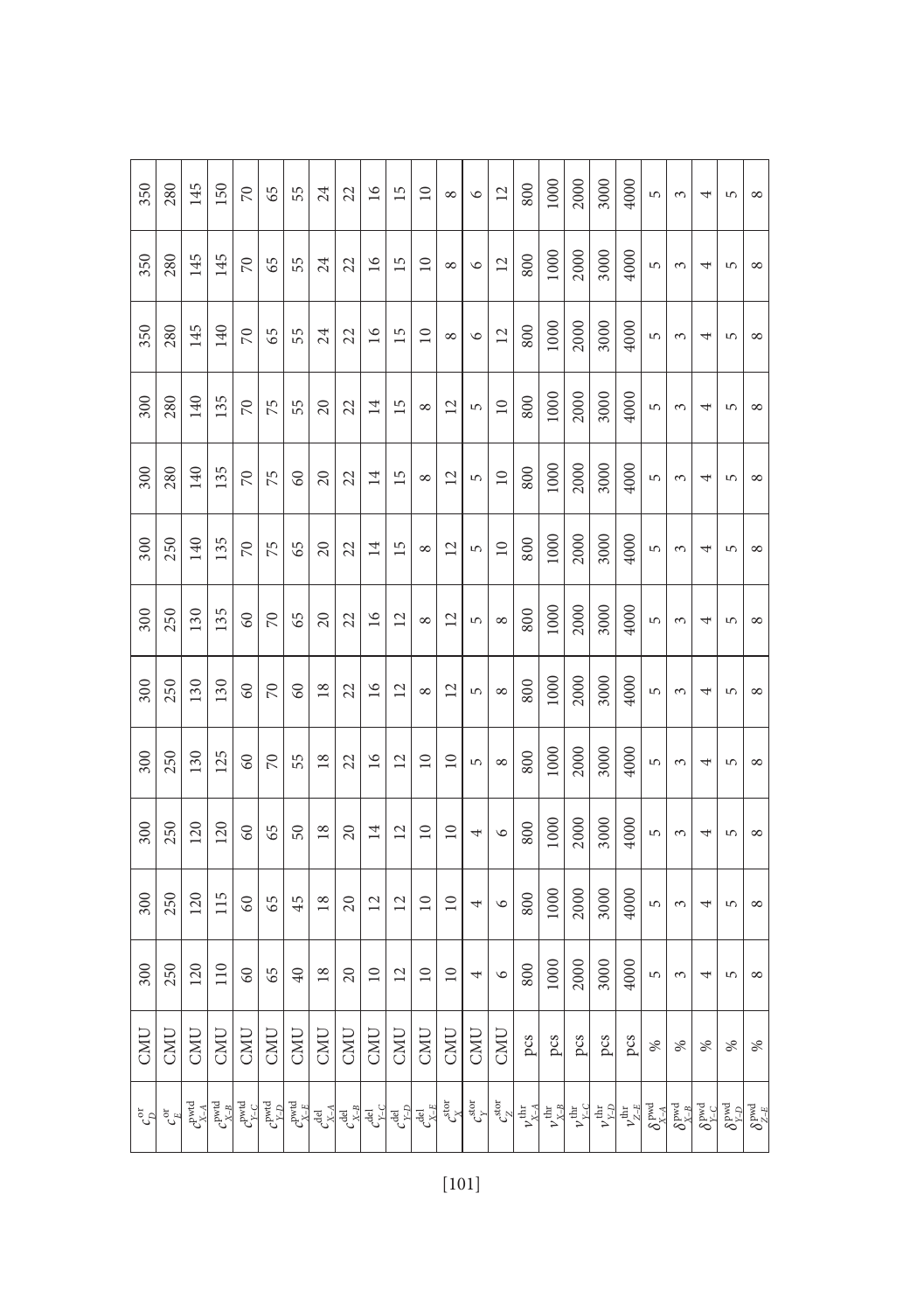| | | | | | | | | | | | | | |
|---|---|---|---|---|---|---|---|---|---|---|---|---|---|
| $c_D^{\text{or}}$ | CMU | 300 | 300 | 300 | 300 | 300 | 300 | 300 | 300 | 300 | 350 | 350 | 350 |
| $c_E^{\text{or}}$ | CMU | 250 | 250 | 250 | 250 | 250 | 250 | 250 | 280 | 280 | 280 | 280 | 280 |
| $c_{X\text{-}A}^{\text{pwtd}}$ | CMU | 120 | 120 | 120 | 130 | 130 | 130 | 140 | 140 | 140 | 145 | 145 | 145 |
| $c_{X\text{-}B}^{\text{pwtd}}$ | CMU | 110 | 115 | 120 | 125 | 130 | 135 | 135 | 135 | 135 | 140 | 145 | 150 |
| $c_{Y\text{-}C}^{\text{pwtd}}$ | CMU | 60 | 60 | 60 | 60 | 60 | 60 | 70 | 70 | 70 | 70 | 70 | 70 |
| $c_{Y\text{-}D}^{\text{pwtd}}$ | CMU | 65 | 65 | 65 | 70 | 70 | 70 | 75 | 75 | 75 | 65 | 65 | 65 |
| $c_{X\text{-}E}^{\text{pwtd}}$ | CMU | 40 | 45 | 50 | 55 | 60 | 65 | 65 | 60 | 55 | 55 | 55 | 55 |
| $c_{X\text{-}A}^{\text{del}}$ | CMU | 18 | 18 | 18 | 18 | 18 | 20 | 20 | 20 | 20 | 24 | 24 | 24 |
| $c_{X\text{-}B}^{\text{del}}$ | CMU | 20 | 20 | 20 | 22 | 22 | 22 | 22 | 22 | 22 | 22 | 22 | 22 |
| $c_{Y\text{-}C}^{\text{del}}$ | CMU | 10 | 12 | 14 | 16 | 16 | 16 | 14 | 14 | 14 | 16 | 16 | 16 |
| $c_{Y\text{-}D}^{\text{del}}$ | CMU | 12 | 12 | 12 | 12 | 12 | 12 | 15 | 15 | 15 | 15 | 15 | 15 |
| $c_{X\text{-}E}^{\text{del}}$ | CMU | 10 | 10 | 10 | 10 | 8 | 8 | 8 | 8 | 8 | 10 | 10 | 10 |
| $c_X^{\text{stor}}$ | CMU | 10 | 10 | 10 | 10 | 12 | 12 | 12 | 12 | 12 | 8 | 8 | 8 |
| $c_Y^{\text{stor}}$ | CMU | 4 | 4 | 4 | 5 | 5 | 5 | 5 | 5 | 5 | 6 | 6 | 6 |
| $c_Z^{\text{stor}}$ | CMU | 6 | 6 | 6 | 8 | 8 | 8 | 10 | 10 | 10 | 12 | 12 | 12 |
| $v_{X\text{-}A}^{\text{thr}}$ | pcs | 800 | 800 | 800 | 800 | 800 | 800 | 800 | 800 | 800 | 800 | 800 | 800 |
| $v_{X\text{-}B}^{\text{thr}}$ | pcs | 1000 | 1000 | 1000 | 1000 | 1000 | 1000 | 1000 | 1000 | 1000 | 1000 | 1000 | 1000 |
| $v_{Y\text{-}C}^{\text{thr}}$ | pcs | 2000 | 2000 | 2000 | 2000 | 2000 | 2000 | 2000 | 2000 | 2000 | 2000 | 2000 | 2000 |
| $v_{Y\text{-}D}^{\text{thr}}$ | pcs | 3000 | 3000 | 3000 | 3000 | 3000 | 3000 | 3000 | 3000 | 3000 | 3000 | 3000 | 3000 |
| $v_{Z\text{-}E}^{\text{thr}}$ | pcs | 4000 | 4000 | 4000 | 4000 | 4000 | 4000 | 4000 | 4000 | 4000 | 4000 | 4000 | 4000 |
| $\delta_{X\text{-}A}^{\text{pwd}}$ | % | 5 | 5 | 5 | 5 | 5 | 5 | 5 | 5 | 5 | 5 | 5 | 5 |
| $\delta_{X\text{-}B}^{\text{pwd}}$ | % | 3 | 3 | 3 | 3 | 3 | 3 | 3 | 3 | 3 | 3 | 3 | 3 |
| $\delta_{Y\text{-}C}^{\text{pwd}}$ | % | 4 | 4 | 4 | 4 | 4 | 4 | 4 | 4 | 4 | 4 | 4 | 4 |
| $\delta_{Y\text{-}D}^{\text{pwd}}$ | % | 5 | 5 | 5 | 5 | 5 | 5 | 5 | 5 | 5 | 5 | 5 | 5 |
| $\delta_{Z\text{-}E}^{\text{pwd}}$ | % | 8 | 8 | 8 | 8 | 8 | 8 | 8 | 8 | 8 | 8 | 8 | 8 |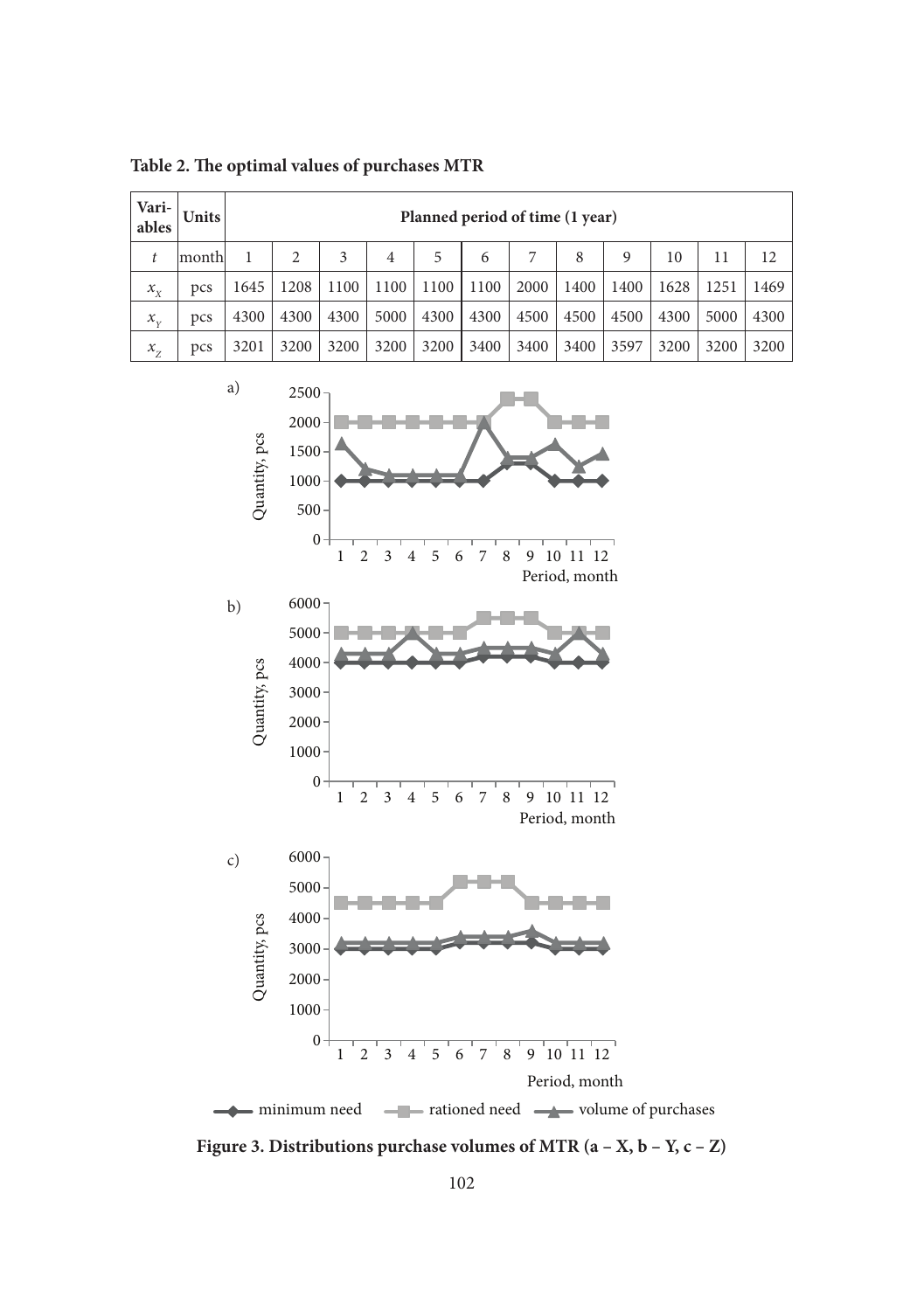**Table 2. The optimal values of purchases MTR**

| Variables | Units | Planned period of time (1 year) | | | | | | | | | | | |
|---|---|---|---|---|---|---|---|---|---|---|---|---|---|
| $t$ | month | 1 | 2 | 3 | 4 | 5 | 6 | 7 | 8 | 9 | 10 | 11 | 12 |
| $x_X$ | pcs | 1645 | 1208 | 1100 | 1100 | 1100 | 1100 | 2000 | 1400 | 1400 | 1628 | 1251 | 1469 |
| $x_Y$ | pcs | 4300 | 4300 | 4300 | 5000 | 4300 | 4300 | 4500 | 4500 | 4500 | 4300 | 5000 | 4300 |
| $x_Z$ | pcs | 3201 | 3200 | 3200 | 3200 | 3200 | 3400 | 3400 | 3400 | 3597 | 3200 | 3200 | 3200 |

**Figure 3. Distributions purchase volumes of MTR (a – X, b – Y, c – Z)**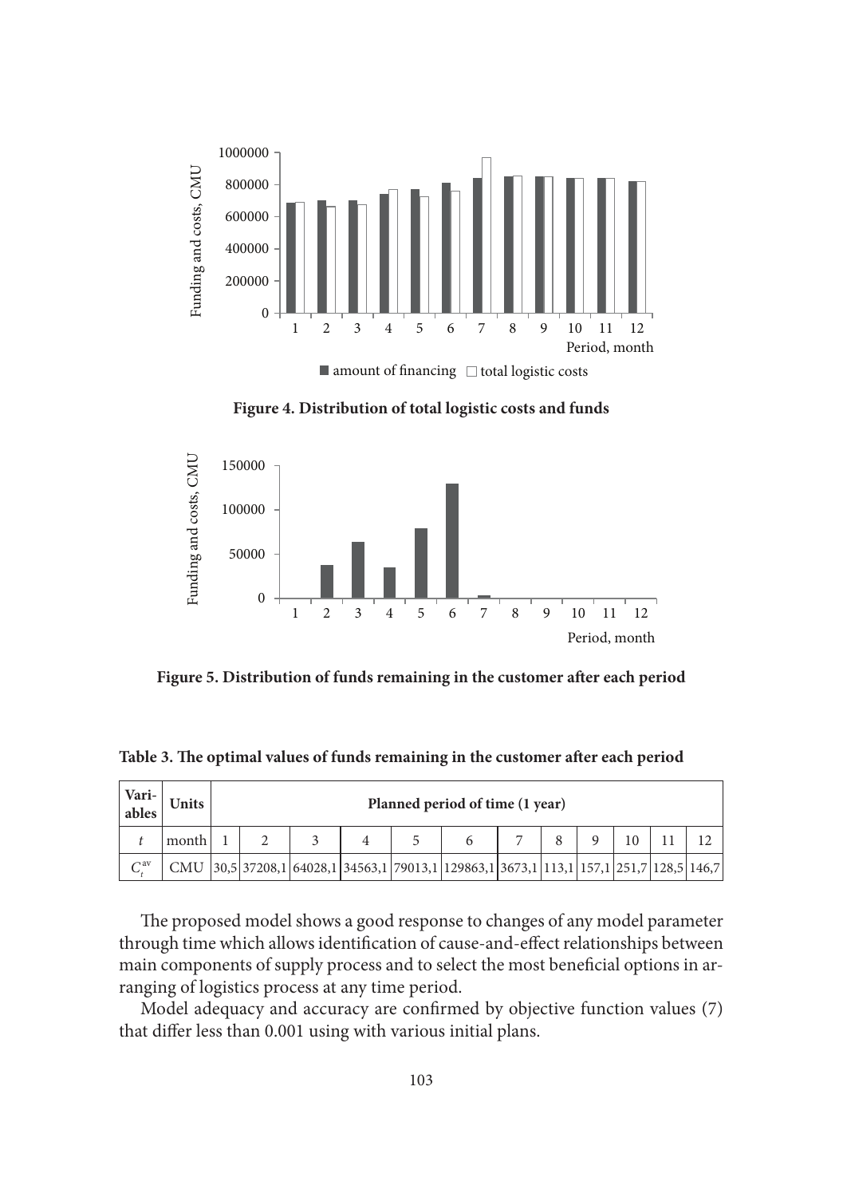**Figure 4. Distribution of total logistic costs and funds**

**Figure 5. Distribution of funds remaining in the customer after each period**

**Table 3. The optimal values of funds remaining in the customer after each period**

| Vari-ables | Units | Planned period of time (1 year) | | | | | | | | | | | |
|---|---|---|---|---|---|---|---|---|---|---|---|---|---|
| $t$ | month | 1 | 2 | 3 | 4 | 5 | 6 | 7 | 8 | 9 | 10 | 11 | 12 |
| $C_t^{av}$ | CMU | 30,5 | 37208,1 | 64028,1 | 34563,1 | 79013,1 | 129863,1 | 3673,1 | 113,1 | 157,1 | 251,7 | 128,5 | 146,7 |

The proposed model shows a good response to changes of any model parameter through time which allows identification of cause-and-effect relationships between main components of supply process and to select the most beneficial options in arranging of logistics process at any time period.

Model adequacy and accuracy are confirmed by objective function values (7) that differ less than 0.001 using with various initial plans.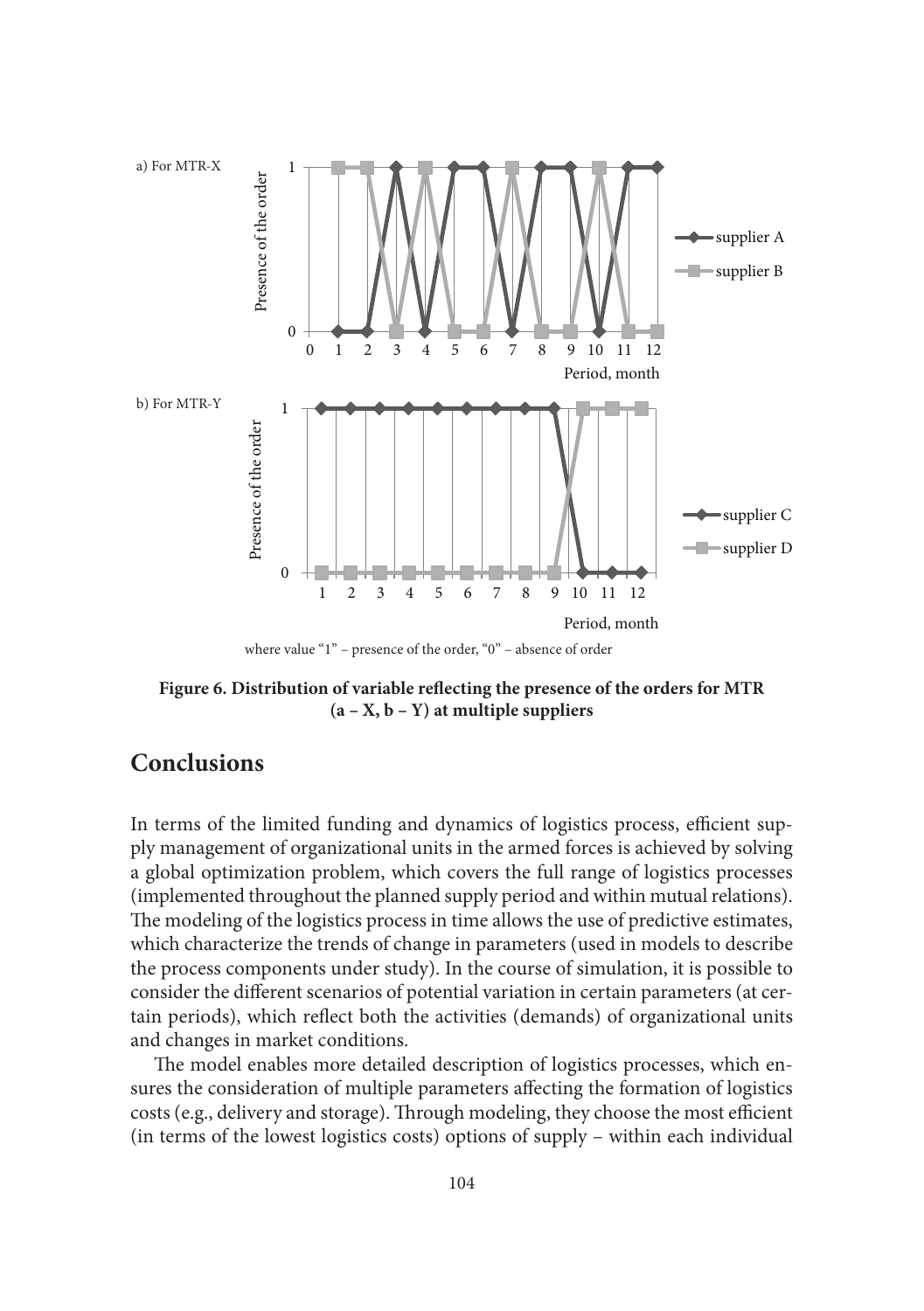a) For MTR-X

b) For MTR-Y

where value "1" – presence of the order, "0" – absence of order

**Figure 6. Distribution of variable reflecting the presence of the orders for MTR (a – X, b – Y) at multiple suppliers**

## Conclusions

In terms of the limited funding and dynamics of logistics process, efficient supply management of organizational units in the armed forces is achieved by solving a global optimization problem, which covers the full range of logistics processes (implemented throughout the planned supply period and within mutual relations). The modeling of the logistics process in time allows the use of predictive estimates, which characterize the trends of change in parameters (used in models to describe the process components under study). In the course of simulation, it is possible to consider the different scenarios of potential variation in certain parameters (at certain periods), which reflect both the activities (demands) of organizational units and changes in market conditions.

The model enables more detailed description of logistics processes, which ensures the consideration of multiple parameters affecting the formation of logistics costs (e.g., delivery and storage). Through modeling, they choose the most efficient (in terms of the lowest logistics costs) options of supply – within each individual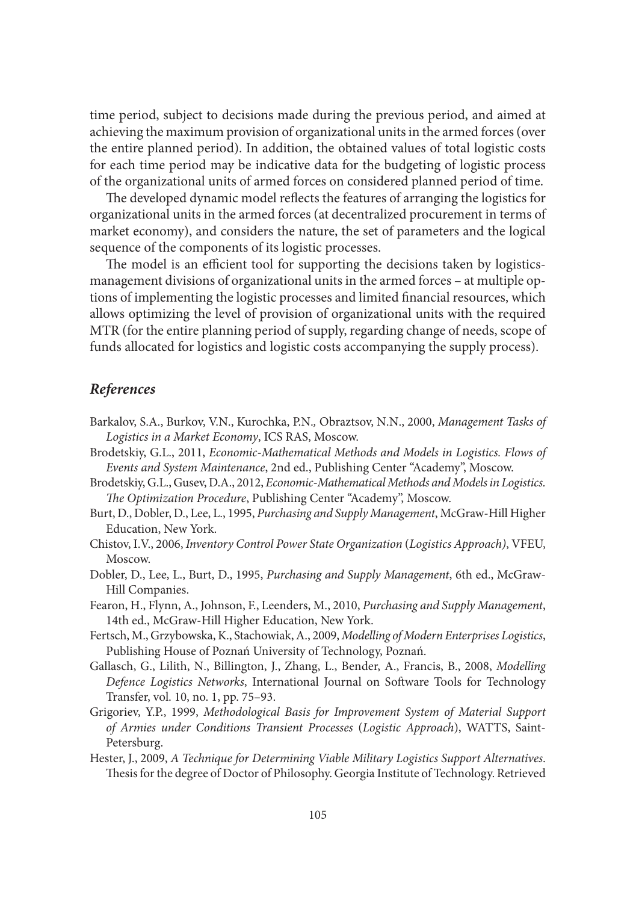time period, subject to decisions made during the previous period, and aimed at achieving the maximum provision of organizational units in the armed forces (over the entire planned period). In addition, the obtained values of total logistic costs for each time period may be indicative data for the budgeting of logistic process of the organizational units of armed forces on considered planned period of time.

The developed dynamic model reflects the features of arranging the logistics for organizational units in the armed forces (at decentralized procurement in terms of market economy), and considers the nature, the set of parameters and the logical sequence of the components of its logistic processes.

The model is an efficient tool for supporting the decisions taken by logistics-management divisions of organizational units in the armed forces – at multiple options of implementing the logistic processes and limited financial resources, which allows optimizing the level of provision of organizational units with the required MTR (for the entire planning period of supply, regarding change of needs, scope of funds allocated for logistics and logistic costs accompanying the supply process).

## *References*

Barkalov, S.A., Burkov, V.N., Kurochka, P.N., Obraztsov, N.N., 2000, *Management Tasks of Logistics in a Market Economy*, ICS RAS, Moscow.

Brodetskiy, G.L., 2011, *Economic-Mathematical Methods and Models in Logistics. Flows of Events and System Maintenance*, 2nd ed., Publishing Center "Academy", Moscow.

Brodetskiy, G.L., Gusev, D.A., 2012, *Economic-Mathematical Methods and Models in Logistics. The Optimization Procedure*, Publishing Center "Academy", Moscow.

Burt, D., Dobler, D., Lee, L., 1995, *Purchasing and Supply Management*, McGraw-Hill Higher Education, New York.

Chistov, I.V., 2006, *Inventory Control Power State Organization* (*Logistics Approach)*, VFEU, Moscow.

Dobler, D., Lee, L., Burt, D., 1995, *Purchasing and Supply Management*, 6th ed., McGraw-Hill Companies.

Fearon, H., Flynn, A., Johnson, F., Leenders, M., 2010, *Purchasing and Supply Management*, 14th ed., McGraw-Hill Higher Education, New York.

Fertsch, M., Grzybowska, K., Stachowiak, A., 2009, *Modelling of Modern Enterprises Logistics*, Publishing House of Poznań University of Technology, Poznań.

Gallasch, G., Lilith, N., Billington, J., Zhang, L., Bender, A., Francis, B., 2008, *Modelling Defence Logistics Networks*, International Journal on Software Tools for Technology Transfer, vol. 10, no. 1, pp. 75–93.

Grigoriev, Y.P., 1999, *Methodological Basis for Improvement System of Material Support of Armies under Conditions Transient Processes* (*Logistic Approach*), WATTS, Saint-Petersburg.

Hester, J., 2009, *A Technique for Determining Viable Military Logistics Support Alternatives*. Thesis for the degree of Doctor of Philosophy. Georgia Institute of Technology. Retrieved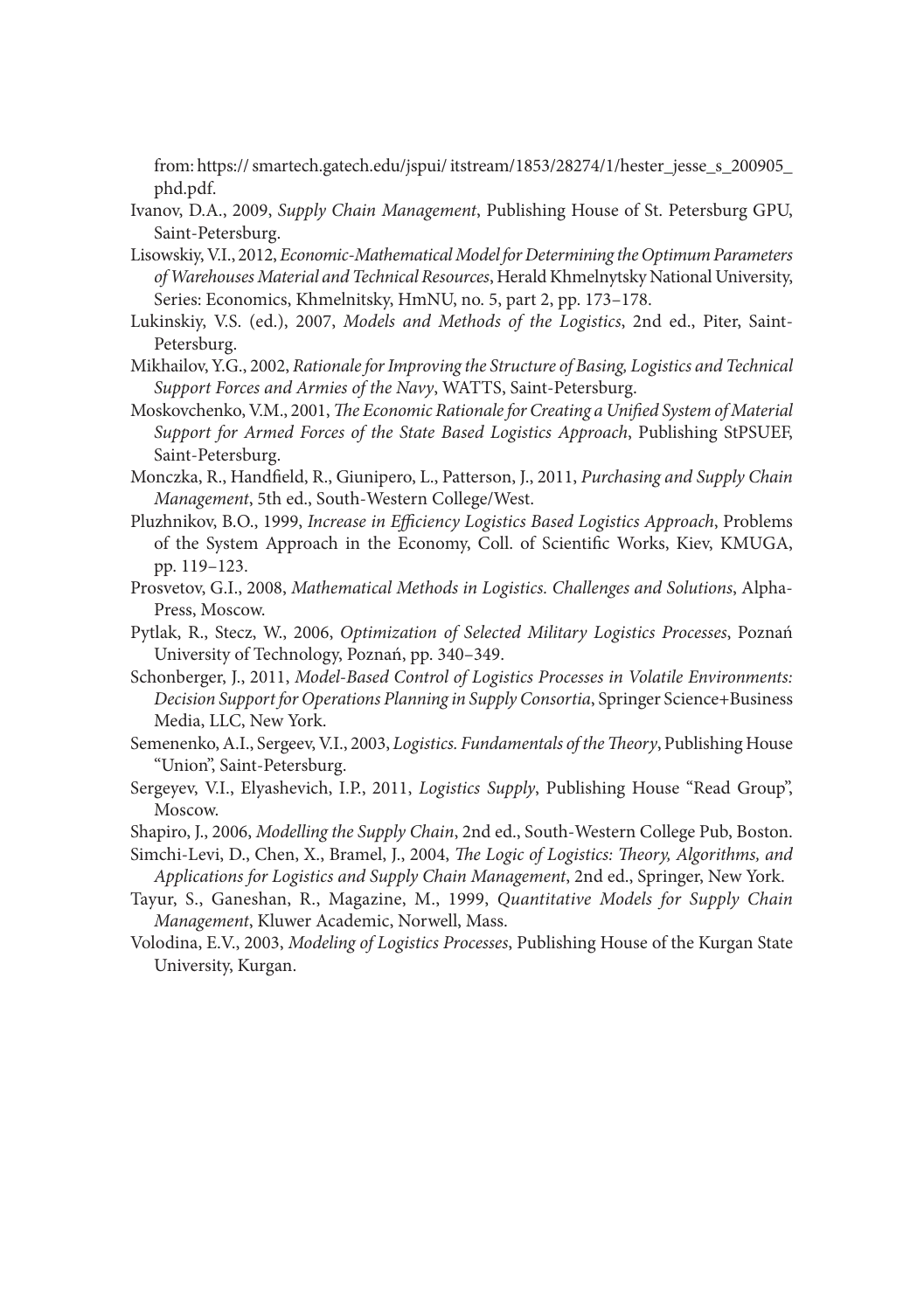from: https:// smartech.gatech.edu/jspui/ itstream/1853/28274/1/hester_jesse_s_200905_phd.pdf.

Ivanov, D.A., 2009, *Supply Chain Management*, Publishing House of St. Petersburg GPU, Saint-Petersburg.

Lisowskiy, V.I., 2012, *Economic-Mathematical Model for Determining the Optimum Parameters of Warehouses Material and Technical Resources*, Herald Khmelnytsky National University, Series: Economics, Khmelnitsky, HmNU, no. 5, part 2, pp. 173–178.

Lukinskiy, V.S. (ed.), 2007, *Models and Methods of the Logistics*, 2nd ed., Piter, Saint-Petersburg.

Mikhailov, Y.G., 2002, *Rationale for Improving the Structure of Basing, Logistics and Technical Support Forces and Armies of the Navy*, WATTS, Saint-Petersburg.

Moskovchenko, V.M., 2001, *The Economic Rationale for Creating a Unified System of Material Support for Armed Forces of the State Based Logistics Approach*, Publishing StPSUEF, Saint-Petersburg.

Monczka, R., Handfield, R., Giunipero, L., Patterson, J., 2011, *Purchasing and Supply Chain Management*, 5th ed., South-Western College/West.

Pluzhnikov, B.O., 1999, *Increase in Efficiency Logistics Based Logistics Approach*, Problems of the System Approach in the Economy, Coll. of Scientific Works, Kiev, KMUGA, pp. 119–123.

Prosvetov, G.I., 2008, *Mathematical Methods in Logistics. Challenges and Solutions*, Alpha-Press, Moscow.

Pytlak, R., Stecz, W., 2006, *Optimization of Selected Military Logistics Processes*, Poznań University of Technology, Poznań, pp. 340–349.

Schonberger, J., 2011, *Model-Based Control of Logistics Processes in Volatile Environments: Decision Support for Operations Planning in Supply Consortia*, Springer Science+Business Media, LLC, New York.

Semenenko, A.I., Sergeev, V.I., 2003, *Logistics. Fundamentals of the Theory*, Publishing House "Union", Saint-Petersburg.

Sergeyev, V.I., Elyashevich, I.P., 2011, *Logistics Supply*, Publishing House "Read Group", Moscow.

Shapiro, J., 2006, *Modelling the Supply Chain*, 2nd ed., South-Western College Pub, Boston.

Simchi-Levi, D., Chen, X., Bramel, J., 2004, *The Logic of Logistics: Theory, Algorithms, and Applications for Logistics and Supply Chain Management*, 2nd ed., Springer, New York.

Tayur, S., Ganeshan, R., Magazine, M., 1999, *Quantitative Models for Supply Chain Management*, Kluwer Academic, Norwell, Mass.

Volodina, E.V., 2003, *Modeling of Logistics Processes*, Publishing House of the Kurgan State University, Kurgan.